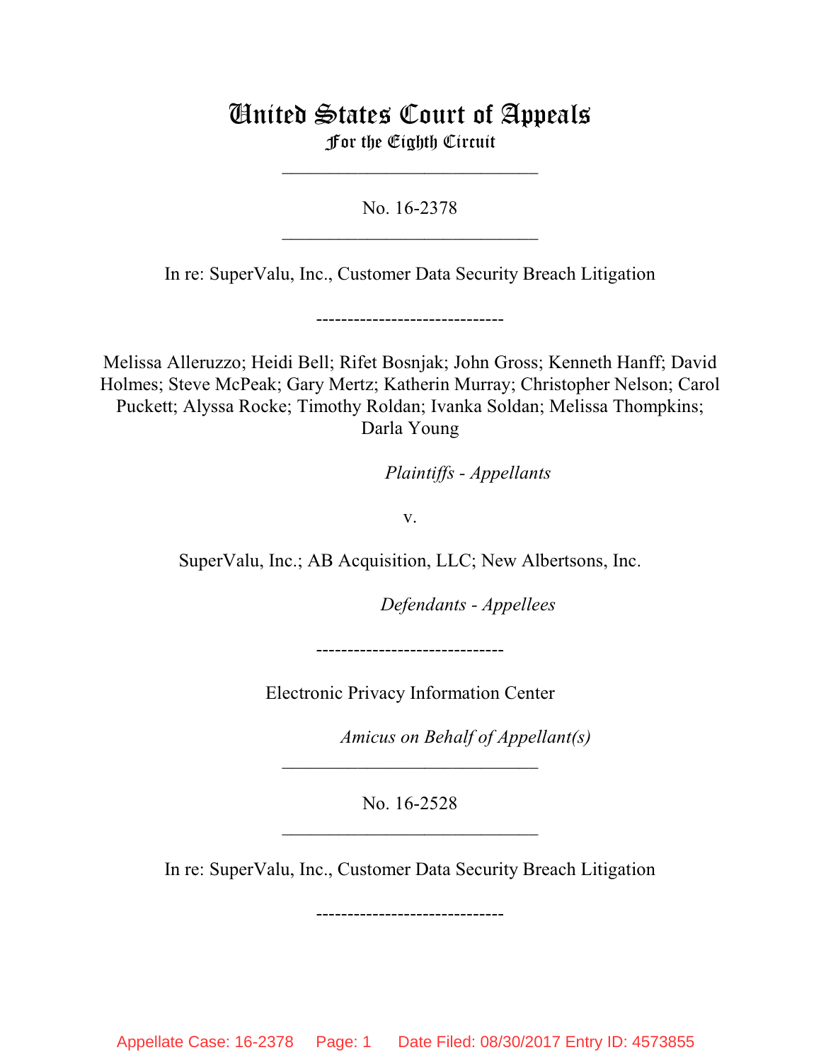# United States Court of Appeals
## For the Eighth Circuit

---

No. 16-2378

---

In re: SuperValu, Inc., Customer Data Security Breach Litigation

------------------------------

Melissa Alleruzzo; Heidi Bell; Rifet Bosnjak; John Gross; Kenneth Hanff; David Holmes; Steve McPeak; Gary Mertz; Katherin Murray; Christopher Nelson; Carol Puckett; Alyssa Rocke; Timothy Roldan; Ivanka Soldan; Melissa Thompkins; Darla Young

*Plaintiffs - Appellants*

v.

SuperValu, Inc.; AB Acquisition, LLC; New Albertsons, Inc.

*Defendants - Appellees*

------------------------------

Electronic Privacy Information Center

*Amicus on Behalf of Appellant(s)*

---

No. 16-2528

---

In re: SuperValu, Inc., Customer Data Security Breach Litigation

------------------------------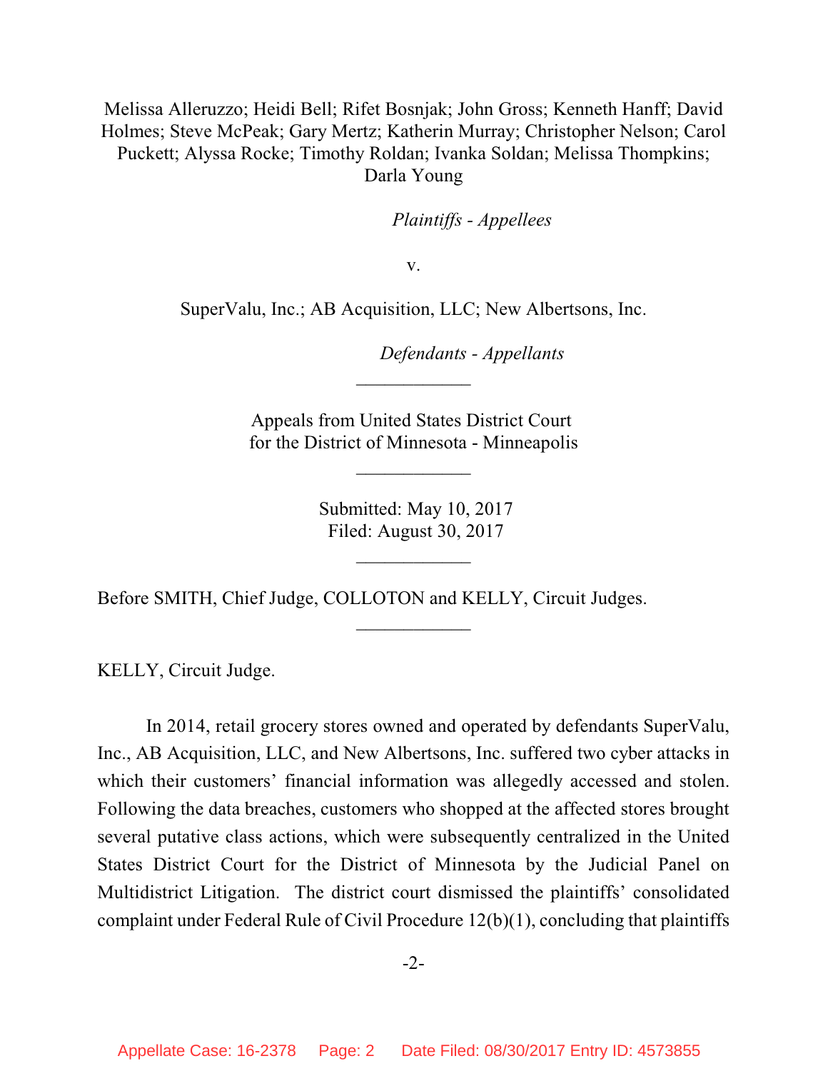Melissa Alleruzzo; Heidi Bell; Rifet Bosnjak; John Gross; Kenneth Hanff; David Holmes; Steve McPeak; Gary Mertz; Katherin Murray; Christopher Nelson; Carol Puckett; Alyssa Rocke; Timothy Roldan; Ivanka Soldan; Melissa Thompkins; Darla Young

*Plaintiffs - Appellees*

v.

SuperValu, Inc.; AB Acquisition, LLC; New Albertsons, Inc.

*Defendants - Appellants*

\_\_\_\_\_\_\_\_\_\_\_\_

Appeals from United States District Court for the District of Minnesota - Minneapolis

\_\_\_\_\_\_\_\_\_\_\_\_

Submitted: May 10, 2017
Filed: August 30, 2017

\_\_\_\_\_\_\_\_\_\_\_\_

Before SMITH, Chief Judge, COLLOTON and KELLY, Circuit Judges.

\_\_\_\_\_\_\_\_\_\_\_\_

KELLY, Circuit Judge.

In 2014, retail grocery stores owned and operated by defendants SuperValu, Inc., AB Acquisition, LLC, and New Albertsons, Inc. suffered two cyber attacks in which their customers' financial information was allegedly accessed and stolen. Following the data breaches, customers who shopped at the affected stores brought several putative class actions, which were subsequently centralized in the United States District Court for the District of Minnesota by the Judicial Panel on Multidistrict Litigation. The district court dismissed the plaintiffs' consolidated complaint under Federal Rule of Civil Procedure 12(b)(1), concluding that plaintiffs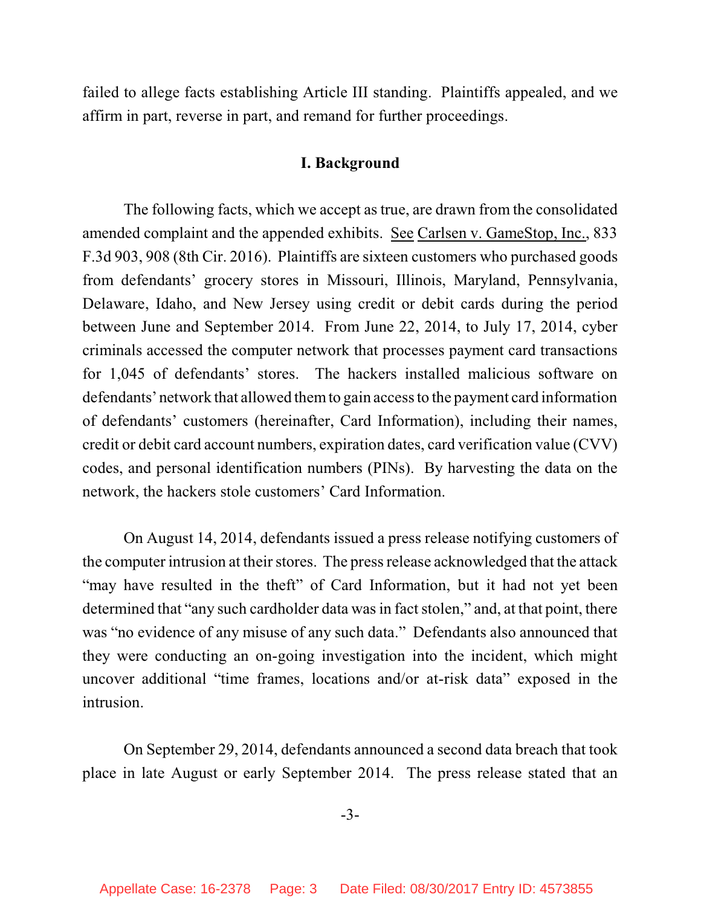failed to allege facts establishing Article III standing. Plaintiffs appealed, and we affirm in part, reverse in part, and remand for further proceedings.

## I. Background

The following facts, which we accept as true, are drawn from the consolidated amended complaint and the appended exhibits. See Carlsen v. GameStop, Inc., 833 F.3d 903, 908 (8th Cir. 2016). Plaintiffs are sixteen customers who purchased goods from defendants' grocery stores in Missouri, Illinois, Maryland, Pennsylvania, Delaware, Idaho, and New Jersey using credit or debit cards during the period between June and September 2014. From June 22, 2014, to July 17, 2014, cyber criminals accessed the computer network that processes payment card transactions for 1,045 of defendants' stores. The hackers installed malicious software on defendants' network that allowed them to gain access to the payment card information of defendants' customers (hereinafter, Card Information), including their names, credit or debit card account numbers, expiration dates, card verification value (CVV) codes, and personal identification numbers (PINs). By harvesting the data on the network, the hackers stole customers' Card Information.

On August 14, 2014, defendants issued a press release notifying customers of the computer intrusion at their stores. The press release acknowledged that the attack "may have resulted in the theft" of Card Information, but it had not yet been determined that "any such cardholder data was in fact stolen," and, at that point, there was "no evidence of any misuse of any such data." Defendants also announced that they were conducting an on-going investigation into the incident, which might uncover additional "time frames, locations and/or at-risk data" exposed in the intrusion.

On September 29, 2014, defendants announced a second data breach that took place in late August or early September 2014. The press release stated that an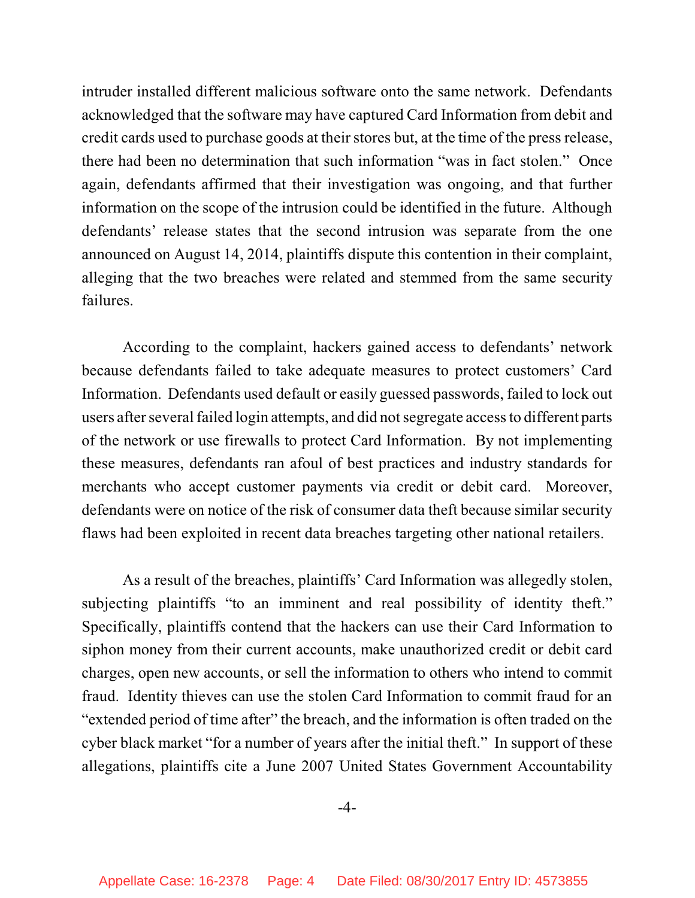intruder installed different malicious software onto the same network. Defendants acknowledged that the software may have captured Card Information from debit and credit cards used to purchase goods at their stores but, at the time of the press release, there had been no determination that such information "was in fact stolen." Once again, defendants affirmed that their investigation was ongoing, and that further information on the scope of the intrusion could be identified in the future. Although defendants' release states that the second intrusion was separate from the one announced on August 14, 2014, plaintiffs dispute this contention in their complaint, alleging that the two breaches were related and stemmed from the same security failures.

According to the complaint, hackers gained access to defendants' network because defendants failed to take adequate measures to protect customers' Card Information. Defendants used default or easily guessed passwords, failed to lock out users after several failed login attempts, and did not segregate access to different parts of the network or use firewalls to protect Card Information. By not implementing these measures, defendants ran afoul of best practices and industry standards for merchants who accept customer payments via credit or debit card. Moreover, defendants were on notice of the risk of consumer data theft because similar security flaws had been exploited in recent data breaches targeting other national retailers.

As a result of the breaches, plaintiffs' Card Information was allegedly stolen, subjecting plaintiffs "to an imminent and real possibility of identity theft." Specifically, plaintiffs contend that the hackers can use their Card Information to siphon money from their current accounts, make unauthorized credit or debit card charges, open new accounts, or sell the information to others who intend to commit fraud. Identity thieves can use the stolen Card Information to commit fraud for an "extended period of time after" the breach, and the information is often traded on the cyber black market "for a number of years after the initial theft." In support of these allegations, plaintiffs cite a June 2007 United States Government Accountability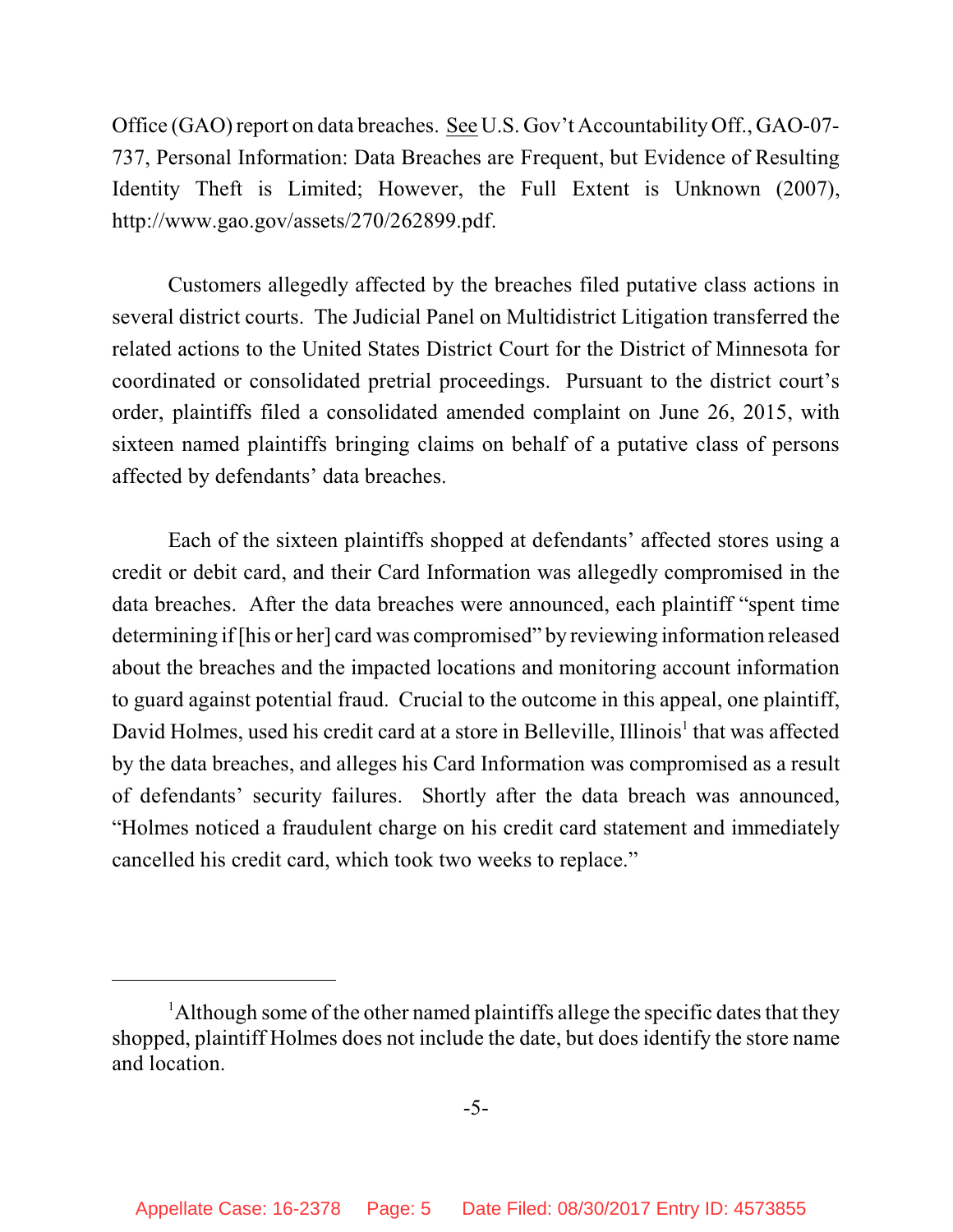Office (GAO) report on data breaches. See U.S. Gov't Accountability Off., GAO-07-737, Personal Information: Data Breaches are Frequent, but Evidence of Resulting Identity Theft is Limited; However, the Full Extent is Unknown (2007), http://www.gao.gov/assets/270/262899.pdf.

Customers allegedly affected by the breaches filed putative class actions in several district courts. The Judicial Panel on Multidistrict Litigation transferred the related actions to the United States District Court for the District of Minnesota for coordinated or consolidated pretrial proceedings. Pursuant to the district court's order, plaintiffs filed a consolidated amended complaint on June 26, 2015, with sixteen named plaintiffs bringing claims on behalf of a putative class of persons affected by defendants' data breaches.

Each of the sixteen plaintiffs shopped at defendants' affected stores using a credit or debit card, and their Card Information was allegedly compromised in the data breaches. After the data breaches were announced, each plaintiff "spent time determining if [his or her] card was compromised" by reviewing information released about the breaches and the impacted locations and monitoring account information to guard against potential fraud. Crucial to the outcome in this appeal, one plaintiff, David Holmes, used his credit card at a store in Belleville, Illinois[1] that was affected by the data breaches, and alleges his Card Information was compromised as a result of defendants' security failures. Shortly after the data breach was announced, "Holmes noticed a fraudulent charge on his credit card statement and immediately cancelled his credit card, which took two weeks to replace."

---

[1] Although some of the other named plaintiffs allege the specific dates that they shopped, plaintiff Holmes does not include the date, but does identify the store name and location.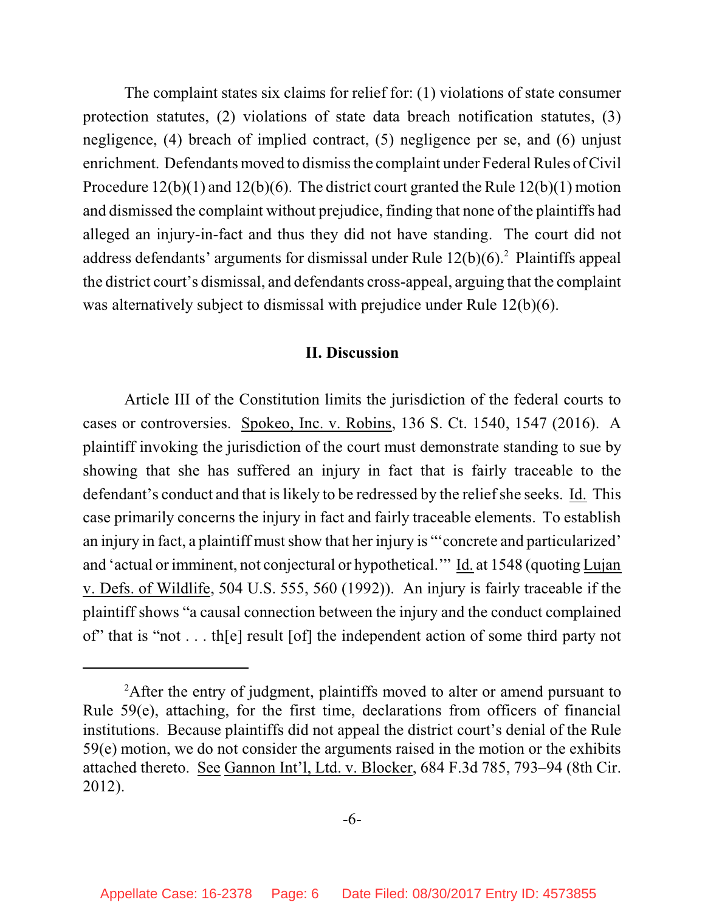The complaint states six claims for relief for: (1) violations of state consumer protection statutes, (2) violations of state data breach notification statutes, (3) negligence, (4) breach of implied contract, (5) negligence per se, and (6) unjust enrichment. Defendants moved to dismiss the complaint under Federal Rules of Civil Procedure 12(b)(1) and 12(b)(6). The district court granted the Rule 12(b)(1) motion and dismissed the complaint without prejudice, finding that none of the plaintiffs had alleged an injury-in-fact and thus they did not have standing. The court did not address defendants' arguments for dismissal under Rule 12(b)(6).[2] Plaintiffs appeal the district court's dismissal, and defendants cross-appeal, arguing that the complaint was alternatively subject to dismissal with prejudice under Rule 12(b)(6).

## II. Discussion

Article III of the Constitution limits the jurisdiction of the federal courts to cases or controversies. Spokeo, Inc. v. Robins, 136 S. Ct. 1540, 1547 (2016). A plaintiff invoking the jurisdiction of the court must demonstrate standing to sue by showing that she has suffered an injury in fact that is fairly traceable to the defendant's conduct and that is likely to be redressed by the relief she seeks. Id. This case primarily concerns the injury in fact and fairly traceable elements. To establish an injury in fact, a plaintiff must show that her injury is "'concrete and particularized' and 'actual or imminent, not conjectural or hypothetical.'" Id. at 1548 (quoting Lujan v. Defs. of Wildlife, 504 U.S. 555, 560 (1992)). An injury is fairly traceable if the plaintiff shows "a causal connection between the injury and the conduct complained of" that is "not . . . th[e] result [of] the independent action of some third party not

---

[2]After the entry of judgment, plaintiffs moved to alter or amend pursuant to Rule 59(e), attaching, for the first time, declarations from officers of financial institutions. Because plaintiffs did not appeal the district court's denial of the Rule 59(e) motion, we do not consider the arguments raised in the motion or the exhibits attached thereto. See Gannon Int'l, Ltd. v. Blocker, 684 F.3d 785, 793–94 (8th Cir. 2012).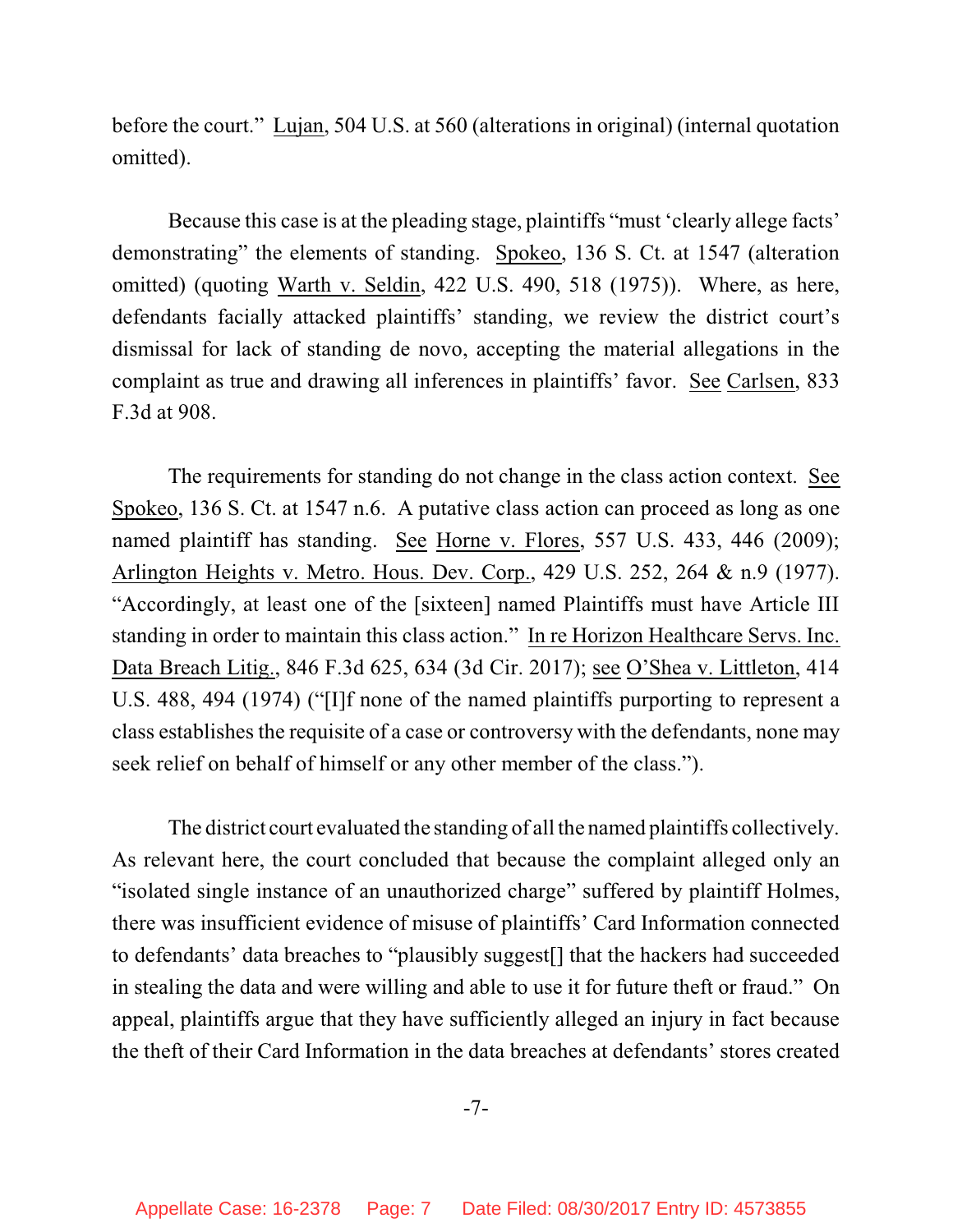before the court." Lujan, 504 U.S. at 560 (alterations in original) (internal quotation omitted).

Because this case is at the pleading stage, plaintiffs "must 'clearly allege facts' demonstrating" the elements of standing. Spokeo, 136 S. Ct. at 1547 (alteration omitted) (quoting Warth v. Seldin, 422 U.S. 490, 518 (1975)). Where, as here, defendants facially attacked plaintiffs' standing, we review the district court's dismissal for lack of standing de novo, accepting the material allegations in the complaint as true and drawing all inferences in plaintiffs' favor. See Carlsen, 833 F.3d at 908.

The requirements for standing do not change in the class action context. See Spokeo, 136 S. Ct. at 1547 n.6. A putative class action can proceed as long as one named plaintiff has standing. See Horne v. Flores, 557 U.S. 433, 446 (2009); Arlington Heights v. Metro. Hous. Dev. Corp., 429 U.S. 252, 264 & n.9 (1977). "Accordingly, at least one of the [sixteen] named Plaintiffs must have Article III standing in order to maintain this class action." In re Horizon Healthcare Servs. Inc. Data Breach Litig., 846 F.3d 625, 634 (3d Cir. 2017); see O'Shea v. Littleton, 414 U.S. 488, 494 (1974) ("[I]f none of the named plaintiffs purporting to represent a class establishes the requisite of a case or controversy with the defendants, none may seek relief on behalf of himself or any other member of the class.").

The district court evaluated the standing of all the named plaintiffs collectively. As relevant here, the court concluded that because the complaint alleged only an "isolated single instance of an unauthorized charge" suffered by plaintiff Holmes, there was insufficient evidence of misuse of plaintiffs' Card Information connected to defendants' data breaches to "plausibly suggest[] that the hackers had succeeded in stealing the data and were willing and able to use it for future theft or fraud." On appeal, plaintiffs argue that they have sufficiently alleged an injury in fact because the theft of their Card Information in the data breaches at defendants' stores created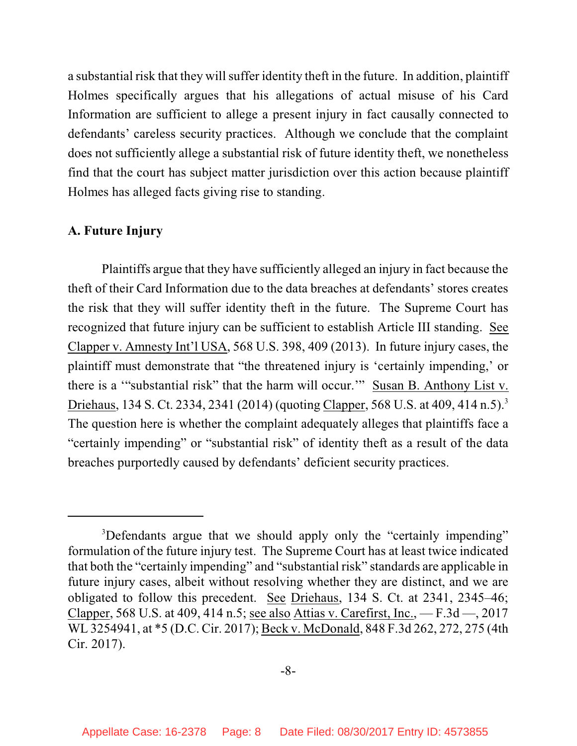a substantial risk that they will suffer identity theft in the future. In addition, plaintiff Holmes specifically argues that his allegations of actual misuse of his Card Information are sufficient to allege a present injury in fact causally connected to defendants' careless security practices. Although we conclude that the complaint does not sufficiently allege a substantial risk of future identity theft, we nonetheless find that the court has subject matter jurisdiction over this action because plaintiff Holmes has alleged facts giving rise to standing.

**A. Future Injury**

Plaintiffs argue that they have sufficiently alleged an injury in fact because the theft of their Card Information due to the data breaches at defendants' stores creates the risk that they will suffer identity theft in the future. The Supreme Court has recognized that future injury can be sufficient to establish Article III standing. See Clapper v. Amnesty Int'l USA, 568 U.S. 398, 409 (2013). In future injury cases, the plaintiff must demonstrate that "the threatened injury is 'certainly impending,' or there is a '"substantial risk" that the harm will occur.'" Susan B. Anthony List v. Driehaus, 134 S. Ct. 2334, 2341 (2014) (quoting Clapper, 568 U.S. at 409, 414 n.5).[3] The question here is whether the complaint adequately alleges that plaintiffs face a "certainly impending" or "substantial risk" of identity theft as a result of the data breaches purportedly caused by defendants' deficient security practices.

---

[3]Defendants argue that we should apply only the "certainly impending" formulation of the future injury test. The Supreme Court has at least twice indicated that both the "certainly impending" and "substantial risk" standards are applicable in future injury cases, albeit without resolving whether they are distinct, and we are obligated to follow this precedent. See Driehaus, 134 S. Ct. at 2341, 2345–46; Clapper, 568 U.S. at 409, 414 n.5; see also Attias v. Carefirst, Inc., — F.3d —, 2017 WL 3254941, at *5 (D.C. Cir. 2017); Beck v. McDonald, 848 F.3d 262, 272, 275 (4th Cir. 2017).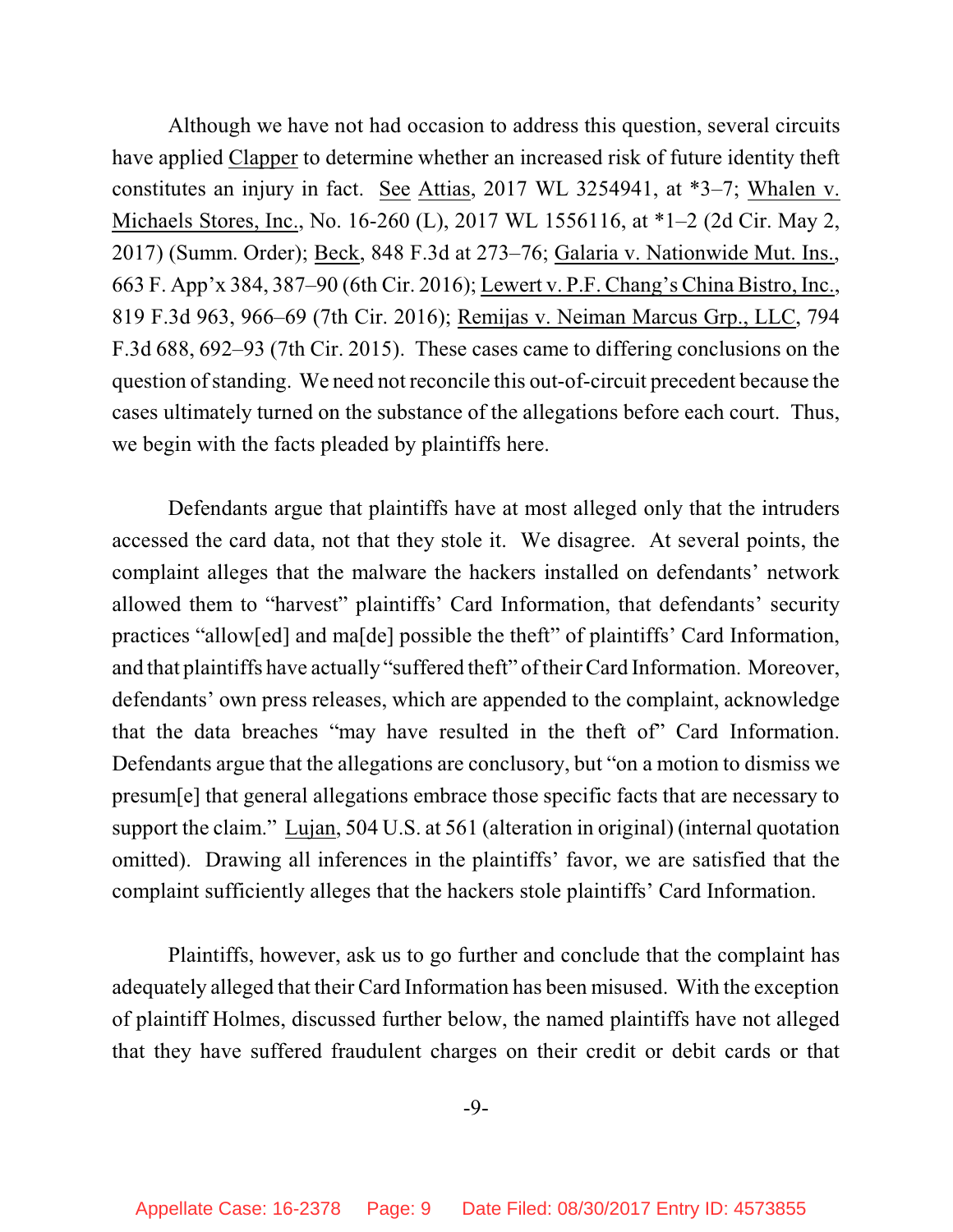Although we have not had occasion to address this question, several circuits have applied Clapper to determine whether an increased risk of future identity theft constitutes an injury in fact. See Attias, 2017 WL 3254941, at *3–7; Whalen v. Michaels Stores, Inc., No. 16-260 (L), 2017 WL 1556116, at *1–2 (2d Cir. May 2, 2017) (Summ. Order); Beck, 848 F.3d at 273–76; Galaria v. Nationwide Mut. Ins., 663 F. App'x 384, 387–90 (6th Cir. 2016); Lewert v. P.F. Chang's China Bistro, Inc., 819 F.3d 963, 966–69 (7th Cir. 2016); Remijas v. Neiman Marcus Grp., LLC, 794 F.3d 688, 692–93 (7th Cir. 2015). These cases came to differing conclusions on the question of standing. We need not reconcile this out-of-circuit precedent because the cases ultimately turned on the substance of the allegations before each court. Thus, we begin with the facts pleaded by plaintiffs here.

Defendants argue that plaintiffs have at most alleged only that the intruders accessed the card data, not that they stole it. We disagree. At several points, the complaint alleges that the malware the hackers installed on defendants' network allowed them to "harvest" plaintiffs' Card Information, that defendants' security practices "allow[ed] and ma[de] possible the theft" of plaintiffs' Card Information, and that plaintiffs have actually "suffered theft" of their Card Information. Moreover, defendants' own press releases, which are appended to the complaint, acknowledge that the data breaches "may have resulted in the theft of" Card Information. Defendants argue that the allegations are conclusory, but "on a motion to dismiss we presum[e] that general allegations embrace those specific facts that are necessary to support the claim." Lujan, 504 U.S. at 561 (alteration in original) (internal quotation omitted). Drawing all inferences in the plaintiffs' favor, we are satisfied that the complaint sufficiently alleges that the hackers stole plaintiffs' Card Information.

Plaintiffs, however, ask us to go further and conclude that the complaint has adequately alleged that their Card Information has been misused. With the exception of plaintiff Holmes, discussed further below, the named plaintiffs have not alleged that they have suffered fraudulent charges on their credit or debit cards or that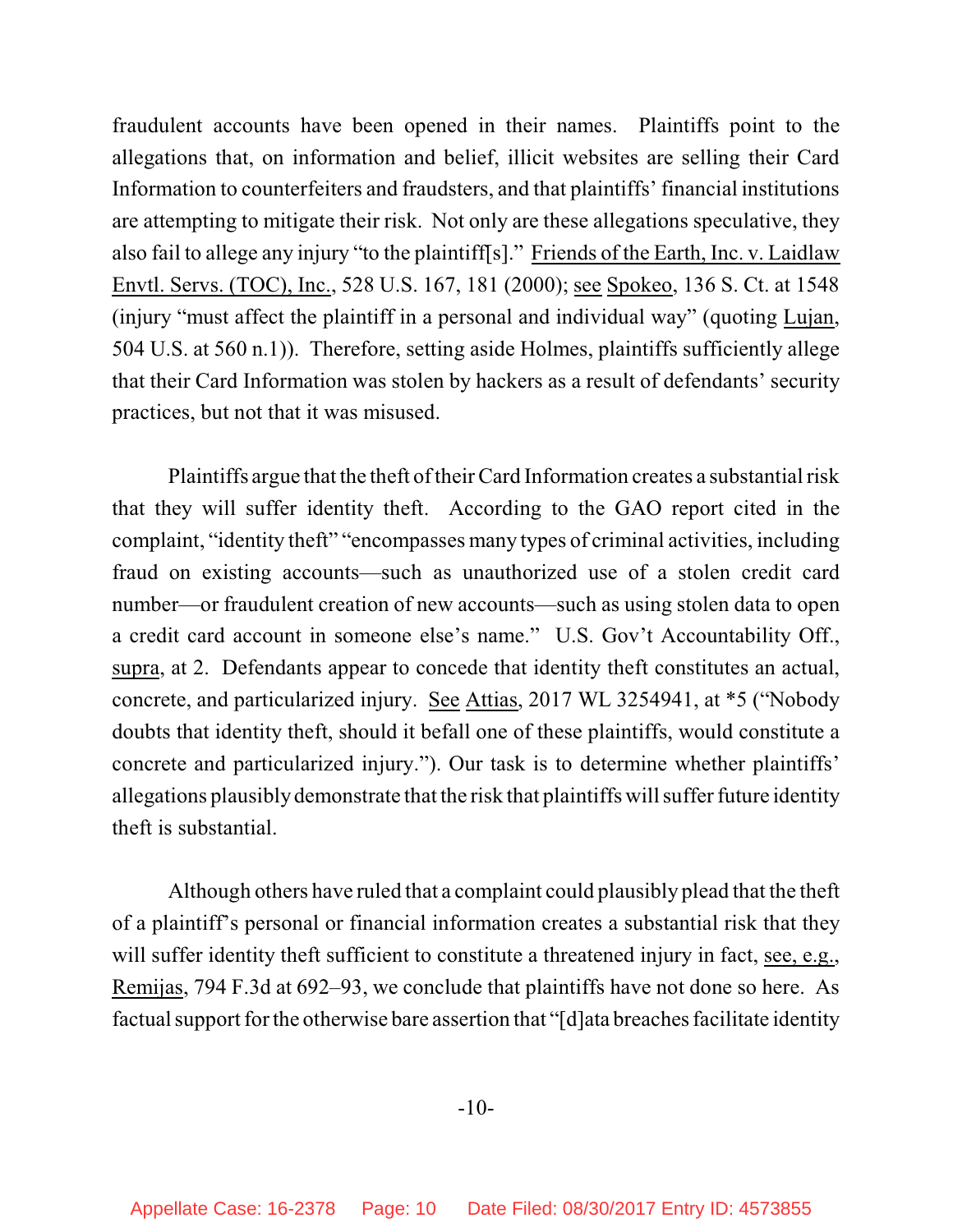fraudulent accounts have been opened in their names. Plaintiffs point to the allegations that, on information and belief, illicit websites are selling their Card Information to counterfeiters and fraudsters, and that plaintiffs' financial institutions are attempting to mitigate their risk. Not only are these allegations speculative, they also fail to allege any injury "to the plaintiff[s]." Friends of the Earth, Inc. v. Laidlaw Envtl. Servs. (TOC), Inc., 528 U.S. 167, 181 (2000); see Spokeo, 136 S. Ct. at 1548 (injury "must affect the plaintiff in a personal and individual way" (quoting Lujan, 504 U.S. at 560 n.1)). Therefore, setting aside Holmes, plaintiffs sufficiently allege that their Card Information was stolen by hackers as a result of defendants' security practices, but not that it was misused.

Plaintiffs argue that the theft of their Card Information creates a substantial risk that they will suffer identity theft. According to the GAO report cited in the complaint, "identity theft" "encompasses many types of criminal activities, including fraud on existing accounts—such as unauthorized use of a stolen credit card number—or fraudulent creation of new accounts—such as using stolen data to open a credit card account in someone else's name." U.S. Gov't Accountability Off., supra, at 2. Defendants appear to concede that identity theft constitutes an actual, concrete, and particularized injury. See Attias, 2017 WL 3254941, at *5 ("Nobody doubts that identity theft, should it befall one of these plaintiffs, would constitute a concrete and particularized injury."). Our task is to determine whether plaintiffs' allegations plausibly demonstrate that the risk that plaintiffs will suffer future identity theft is substantial.

Although others have ruled that a complaint could plausibly plead that the theft of a plaintiff's personal or financial information creates a substantial risk that they will suffer identity theft sufficient to constitute a threatened injury in fact, see, e.g., Remijas, 794 F.3d at 692–93, we conclude that plaintiffs have not done so here. As factual support for the otherwise bare assertion that "[d]ata breaches facilitate identity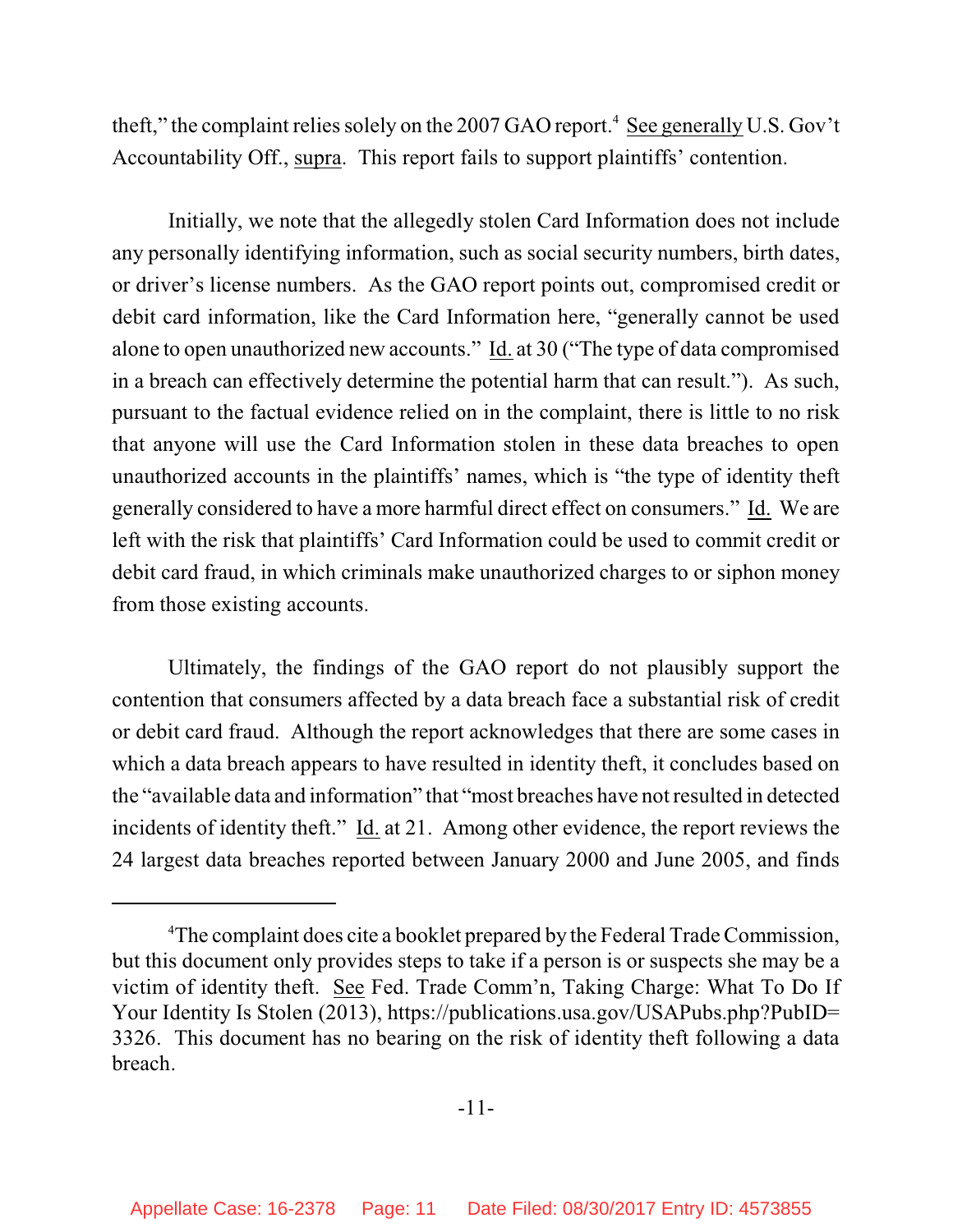theft," the complaint relies solely on the 2007 GAO report.[4] See generally U.S. Gov't Accountability Off., supra. This report fails to support plaintiffs' contention.

Initially, we note that the allegedly stolen Card Information does not include any personally identifying information, such as social security numbers, birth dates, or driver's license numbers. As the GAO report points out, compromised credit or debit card information, like the Card Information here, "generally cannot be used alone to open unauthorized new accounts." Id. at 30 ("The type of data compromised in a breach can effectively determine the potential harm that can result."). As such, pursuant to the factual evidence relied on in the complaint, there is little to no risk that anyone will use the Card Information stolen in these data breaches to open unauthorized accounts in the plaintiffs' names, which is "the type of identity theft generally considered to have a more harmful direct effect on consumers." Id. We are left with the risk that plaintiffs' Card Information could be used to commit credit or debit card fraud, in which criminals make unauthorized charges to or siphon money from those existing accounts.

Ultimately, the findings of the GAO report do not plausibly support the contention that consumers affected by a data breach face a substantial risk of credit or debit card fraud. Although the report acknowledges that there are some cases in which a data breach appears to have resulted in identity theft, it concludes based on the "available data and information" that "most breaches have not resulted in detected incidents of identity theft." Id. at 21. Among other evidence, the report reviews the 24 largest data breaches reported between January 2000 and June 2005, and finds

---

[4] The complaint does cite a booklet prepared by the Federal Trade Commission, but this document only provides steps to take if a person is or suspects she may be a victim of identity theft. See Fed. Trade Comm'n, Taking Charge: What To Do If Your Identity Is Stolen (2013), https://publications.usa.gov/USAPubs.php?PubID=3326. This document has no bearing on the risk of identity theft following a data breach.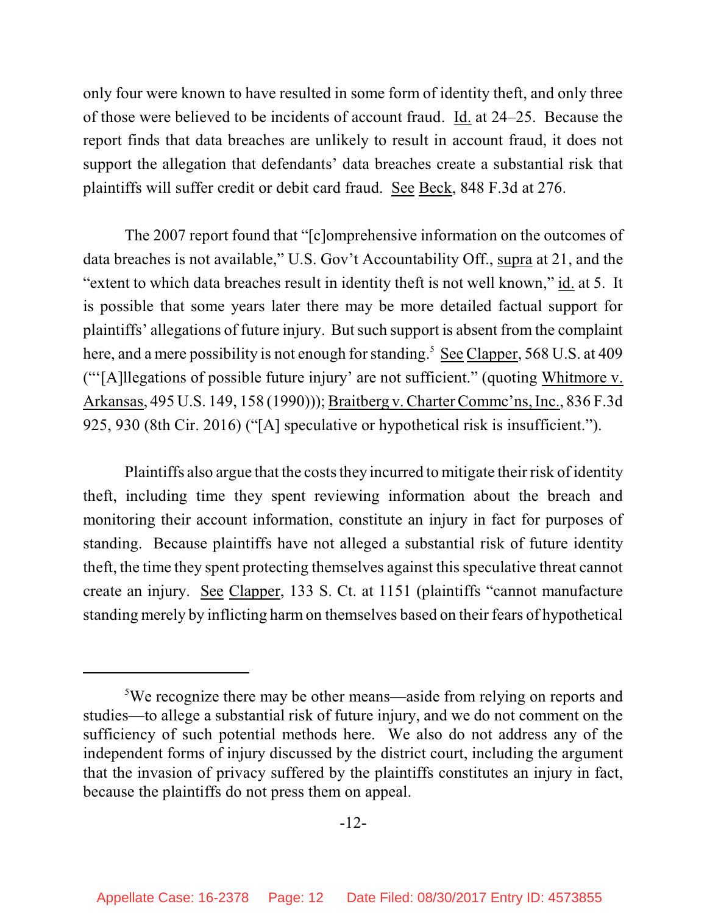only four were known to have resulted in some form of identity theft, and only three of those were believed to be incidents of account fraud. Id. at 24–25. Because the report finds that data breaches are unlikely to result in account fraud, it does not support the allegation that defendants' data breaches create a substantial risk that plaintiffs will suffer credit or debit card fraud. See Beck, 848 F.3d at 276.

The 2007 report found that "[c]omprehensive information on the outcomes of data breaches is not available," U.S. Gov't Accountability Off., supra at 21, and the "extent to which data breaches result in identity theft is not well known," id. at 5. It is possible that some years later there may be more detailed factual support for plaintiffs' allegations of future injury. But such support is absent from the complaint here, and a mere possibility is not enough for standing.[5] See Clapper, 568 U.S. at 409 ("'[A]llegations of possible future injury' are not sufficient." (quoting Whitmore v. Arkansas, 495 U.S. 149, 158 (1990))); Braitberg v. Charter Commc'ns, Inc., 836 F.3d 925, 930 (8th Cir. 2016) ("[A] speculative or hypothetical risk is insufficient.").

Plaintiffs also argue that the costs they incurred to mitigate their risk of identity theft, including time they spent reviewing information about the breach and monitoring their account information, constitute an injury in fact for purposes of standing. Because plaintiffs have not alleged a substantial risk of future identity theft, the time they spent protecting themselves against this speculative threat cannot create an injury. See Clapper, 133 S. Ct. at 1151 (plaintiffs "cannot manufacture standing merely by inflicting harm on themselves based on their fears of hypothetical

---

[5] We recognize there may be other means—aside from relying on reports and studies—to allege a substantial risk of future injury, and we do not comment on the sufficiency of such potential methods here. We also do not address any of the independent forms of injury discussed by the district court, including the argument that the invasion of privacy suffered by the plaintiffs constitutes an injury in fact, because the plaintiffs do not press them on appeal.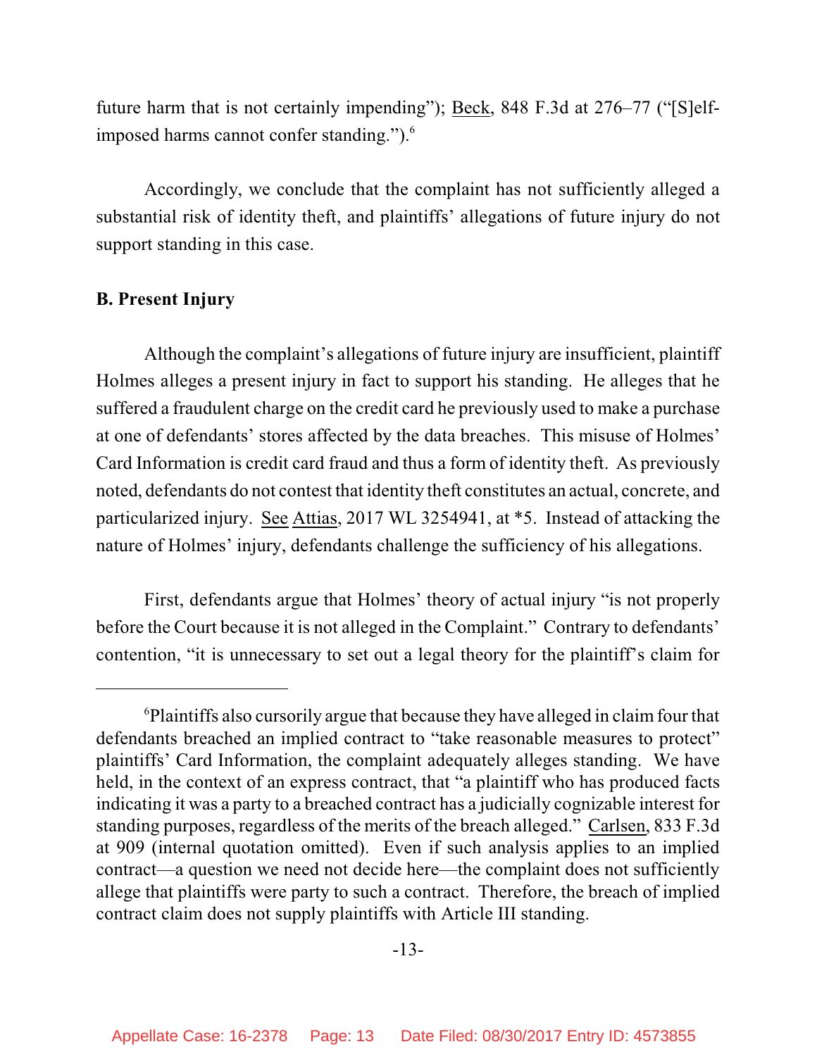future harm that is not certainly impending"); Beck, 848 F.3d at 276–77 ("[S]elf-imposed harms cannot confer standing.").[6]

Accordingly, we conclude that the complaint has not sufficiently alleged a substantial risk of identity theft, and plaintiffs' allegations of future injury do not support standing in this case.

### B. Present Injury

Although the complaint's allegations of future injury are insufficient, plaintiff Holmes alleges a present injury in fact to support his standing. He alleges that he suffered a fraudulent charge on the credit card he previously used to make a purchase at one of defendants' stores affected by the data breaches. This misuse of Holmes' Card Information is credit card fraud and thus a form of identity theft. As previously noted, defendants do not contest that identity theft constitutes an actual, concrete, and particularized injury. See Attias, 2017 WL 3254941, at *5. Instead of attacking the nature of Holmes' injury, defendants challenge the sufficiency of his allegations.

First, defendants argue that Holmes' theory of actual injury "is not properly before the Court because it is not alleged in the Complaint." Contrary to defendants' contention, "it is unnecessary to set out a legal theory for the plaintiff's claim for

---

[6] Plaintiffs also cursorily argue that because they have alleged in claim four that defendants breached an implied contract to "take reasonable measures to protect" plaintiffs' Card Information, the complaint adequately alleges standing. We have held, in the context of an express contract, that "a plaintiff who has produced facts indicating it was a party to a breached contract has a judicially cognizable interest for standing purposes, regardless of the merits of the breach alleged." Carlsen, 833 F.3d at 909 (internal quotation omitted). Even if such analysis applies to an implied contract—a question we need not decide here—the complaint does not sufficiently allege that plaintiffs were party to such a contract. Therefore, the breach of implied contract claim does not supply plaintiffs with Article III standing.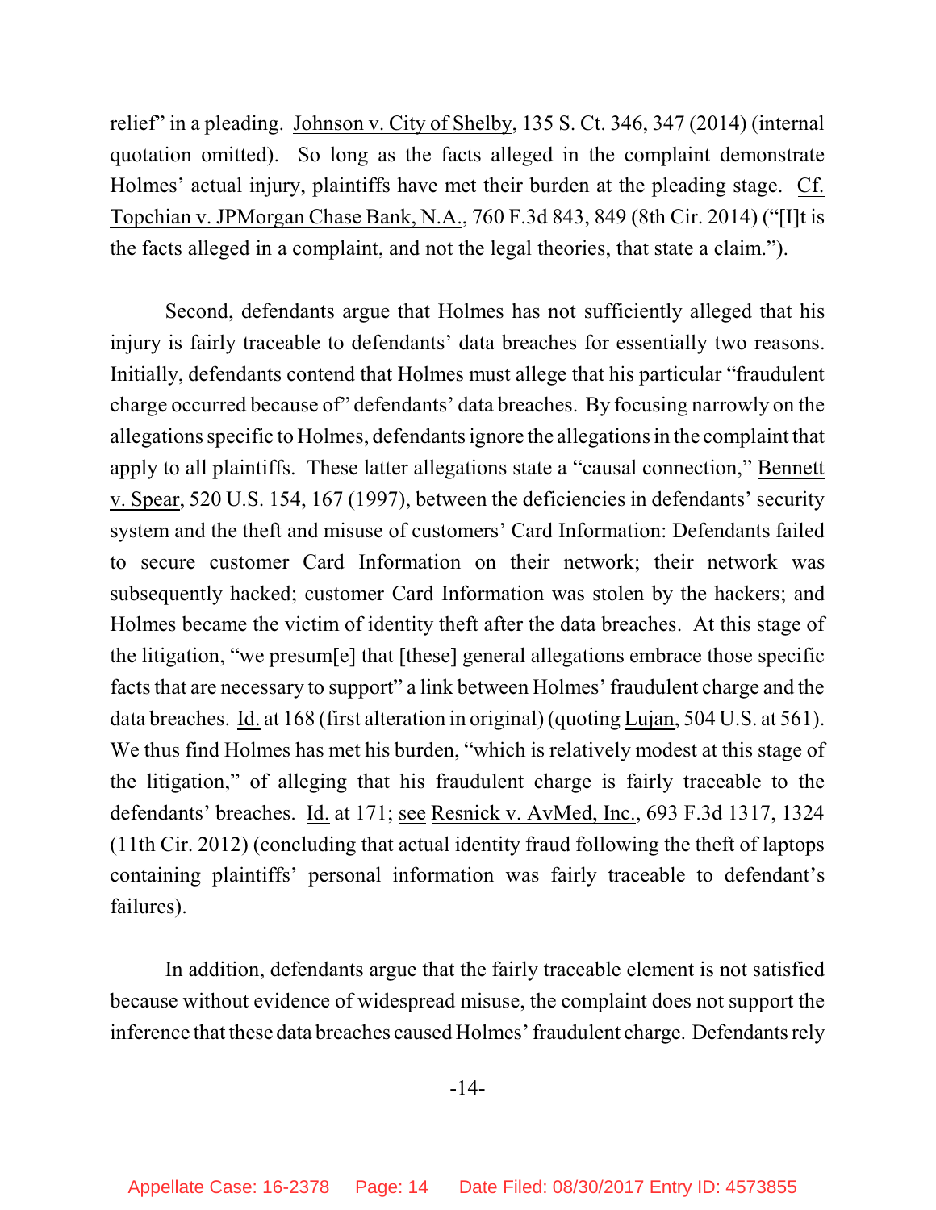relief" in a pleading. Johnson v. City of Shelby, 135 S. Ct. 346, 347 (2014) (internal quotation omitted). So long as the facts alleged in the complaint demonstrate Holmes' actual injury, plaintiffs have met their burden at the pleading stage. Cf. Topchian v. JPMorgan Chase Bank, N.A., 760 F.3d 843, 849 (8th Cir. 2014) ("[I]t is the facts alleged in a complaint, and not the legal theories, that state a claim.").

Second, defendants argue that Holmes has not sufficiently alleged that his injury is fairly traceable to defendants' data breaches for essentially two reasons. Initially, defendants contend that Holmes must allege that his particular "fraudulent charge occurred because of" defendants' data breaches. By focusing narrowly on the allegations specific to Holmes, defendants ignore the allegations in the complaint that apply to all plaintiffs. These latter allegations state a "causal connection," Bennett v. Spear, 520 U.S. 154, 167 (1997), between the deficiencies in defendants' security system and the theft and misuse of customers' Card Information: Defendants failed to secure customer Card Information on their network; their network was subsequently hacked; customer Card Information was stolen by the hackers; and Holmes became the victim of identity theft after the data breaches. At this stage of the litigation, "we presum[e] that [these] general allegations embrace those specific facts that are necessary to support" a link between Holmes' fraudulent charge and the data breaches. Id. at 168 (first alteration in original) (quoting Lujan, 504 U.S. at 561). We thus find Holmes has met his burden, "which is relatively modest at this stage of the litigation," of alleging that his fraudulent charge is fairly traceable to the defendants' breaches. Id. at 171; see Resnick v. AvMed, Inc., 693 F.3d 1317, 1324 (11th Cir. 2012) (concluding that actual identity fraud following the theft of laptops containing plaintiffs' personal information was fairly traceable to defendant's failures).

In addition, defendants argue that the fairly traceable element is not satisfied because without evidence of widespread misuse, the complaint does not support the inference that these data breaches caused Holmes' fraudulent charge. Defendants rely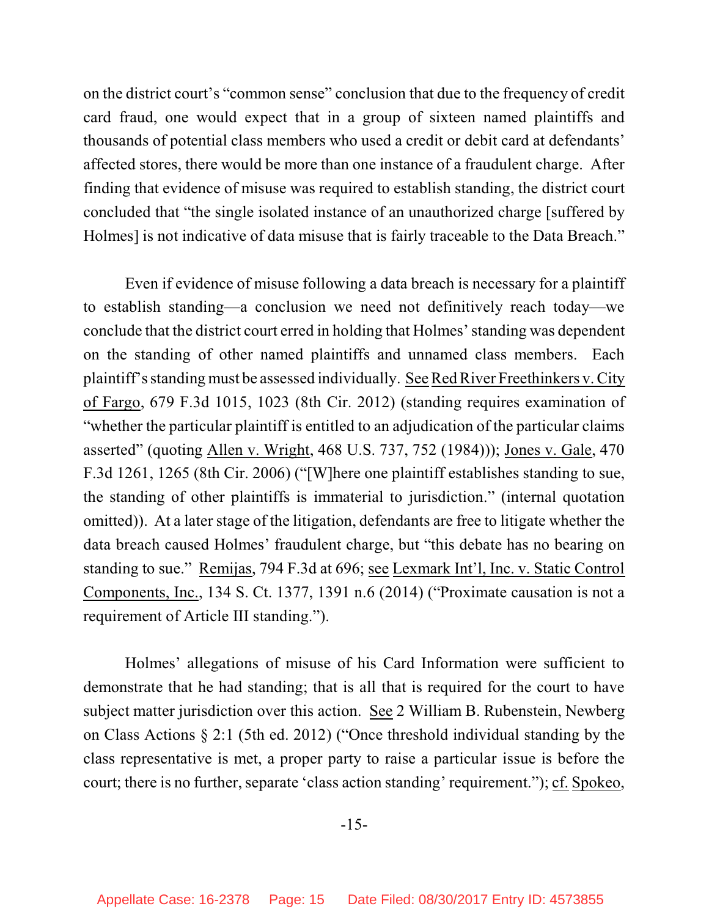on the district court's "common sense" conclusion that due to the frequency of credit card fraud, one would expect that in a group of sixteen named plaintiffs and thousands of potential class members who used a credit or debit card at defendants' affected stores, there would be more than one instance of a fraudulent charge. After finding that evidence of misuse was required to establish standing, the district court concluded that "the single isolated instance of an unauthorized charge [suffered by Holmes] is not indicative of data misuse that is fairly traceable to the Data Breach."

Even if evidence of misuse following a data breach is necessary for a plaintiff to establish standing—a conclusion we need not definitively reach today—we conclude that the district court erred in holding that Holmes' standing was dependent on the standing of other named plaintiffs and unnamed class members. Each plaintiff's standing must be assessed individually. See Red River Freethinkers v. City of Fargo, 679 F.3d 1015, 1023 (8th Cir. 2012) (standing requires examination of "whether the particular plaintiff is entitled to an adjudication of the particular claims asserted" (quoting Allen v. Wright, 468 U.S. 737, 752 (1984))); Jones v. Gale, 470 F.3d 1261, 1265 (8th Cir. 2006) ("[W]here one plaintiff establishes standing to sue, the standing of other plaintiffs is immaterial to jurisdiction." (internal quotation omitted)). At a later stage of the litigation, defendants are free to litigate whether the data breach caused Holmes' fraudulent charge, but "this debate has no bearing on standing to sue." Remijas, 794 F.3d at 696; see Lexmark Int'l, Inc. v. Static Control Components, Inc., 134 S. Ct. 1377, 1391 n.6 (2014) ("Proximate causation is not a requirement of Article III standing.").

Holmes' allegations of misuse of his Card Information were sufficient to demonstrate that he had standing; that is all that is required for the court to have subject matter jurisdiction over this action. See 2 William B. Rubenstein, Newberg on Class Actions § 2:1 (5th ed. 2012) ("Once threshold individual standing by the class representative is met, a proper party to raise a particular issue is before the court; there is no further, separate 'class action standing' requirement."); cf. Spokeo,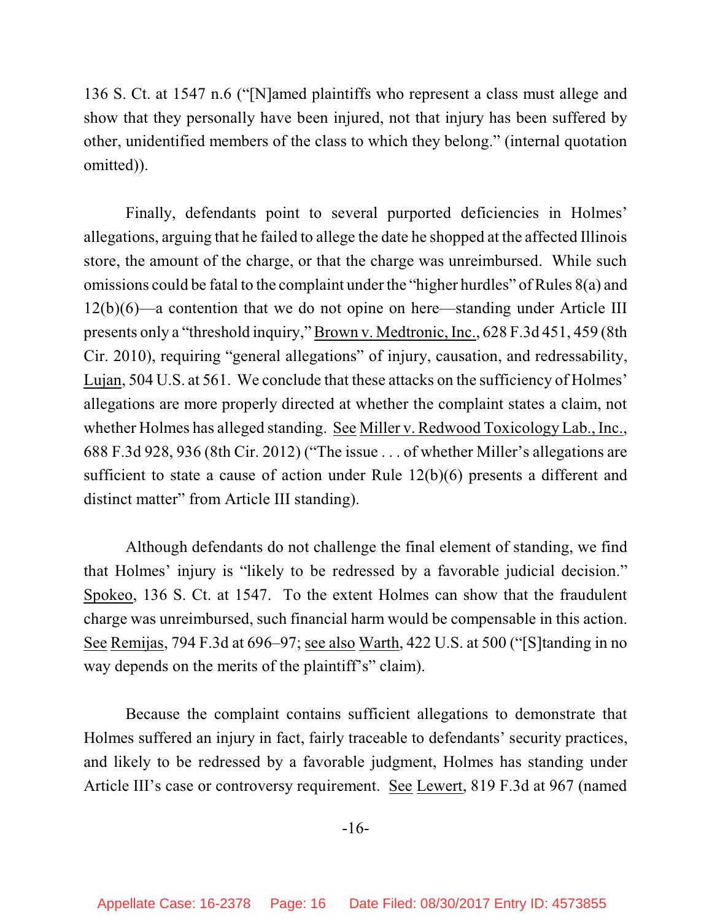136 S. Ct. at 1547 n.6 ("[N]amed plaintiffs who represent a class must allege and show that they personally have been injured, not that injury has been suffered by other, unidentified members of the class to which they belong." (internal quotation omitted)).

Finally, defendants point to several purported deficiencies in Holmes' allegations, arguing that he failed to allege the date he shopped at the affected Illinois store, the amount of the charge, or that the charge was unreimbursed. While such omissions could be fatal to the complaint under the "higher hurdles" of Rules 8(a) and 12(b)(6)—a contention that we do not opine on here—standing under Article III presents only a "threshold inquiry," Brown v. Medtronic, Inc., 628 F.3d 451, 459 (8th Cir. 2010), requiring "general allegations" of injury, causation, and redressability, Lujan, 504 U.S. at 561. We conclude that these attacks on the sufficiency of Holmes' allegations are more properly directed at whether the complaint states a claim, not whether Holmes has alleged standing. See Miller v. Redwood Toxicology Lab., Inc., 688 F.3d 928, 936 (8th Cir. 2012) ("The issue . . . of whether Miller's allegations are sufficient to state a cause of action under Rule 12(b)(6) presents a different and distinct matter" from Article III standing).

Although defendants do not challenge the final element of standing, we find that Holmes' injury is "likely to be redressed by a favorable judicial decision." Spokeo, 136 S. Ct. at 1547. To the extent Holmes can show that the fraudulent charge was unreimbursed, such financial harm would be compensable in this action. See Remijas, 794 F.3d at 696–97; see also Warth, 422 U.S. at 500 ("[S]tanding in no way depends on the merits of the plaintiff's" claim).

Because the complaint contains sufficient allegations to demonstrate that Holmes suffered an injury in fact, fairly traceable to defendants' security practices, and likely to be redressed by a favorable judgment, Holmes has standing under Article III's case or controversy requirement. See Lewert, 819 F.3d at 967 (named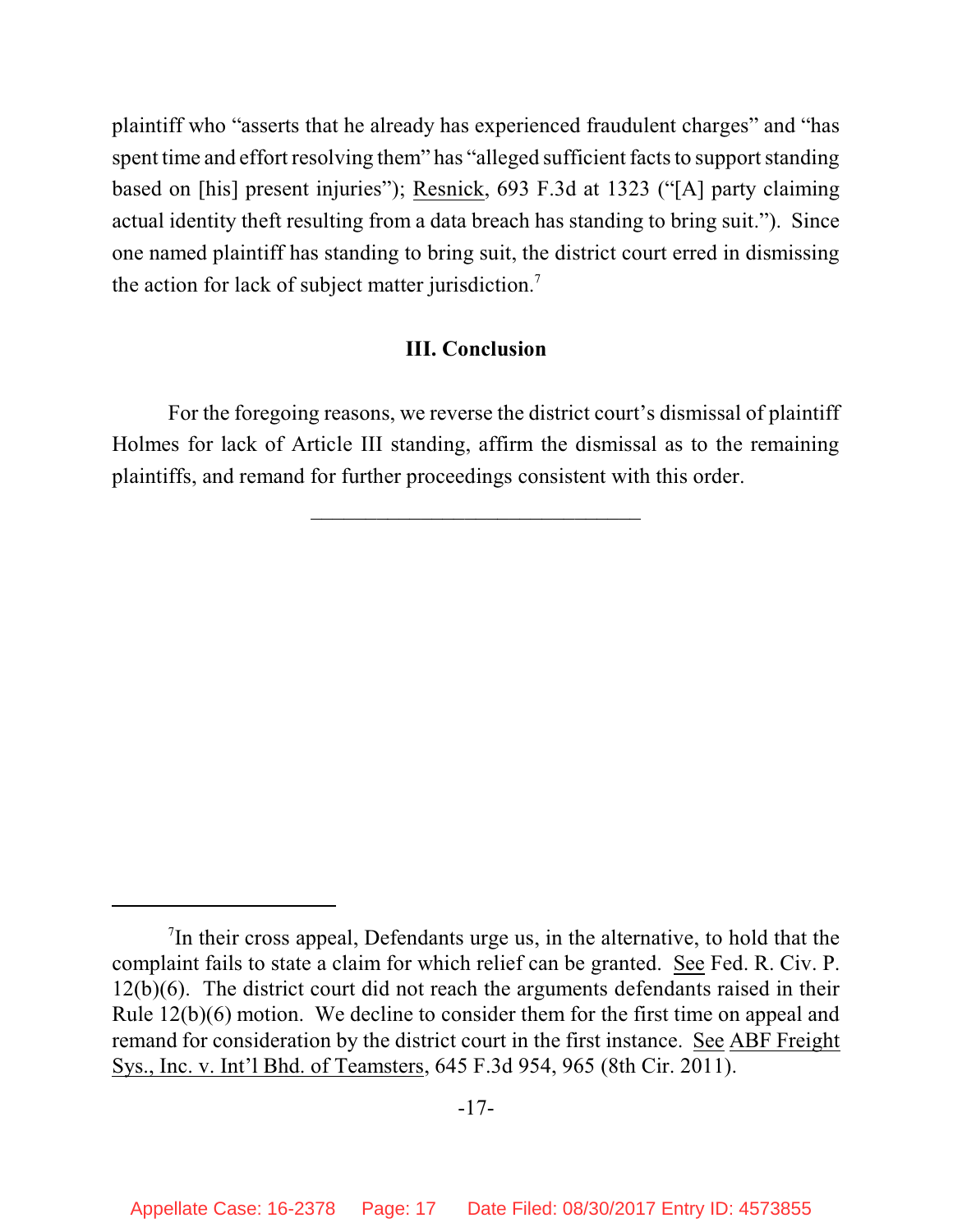plaintiff who "asserts that he already has experienced fraudulent charges" and "has spent time and effort resolving them" has "alleged sufficient facts to support standing based on [his] present injuries"); Resnick, 693 F.3d at 1323 ("[A] party claiming actual identity theft resulting from a data breach has standing to bring suit."). Since one named plaintiff has standing to bring suit, the district court erred in dismissing the action for lack of subject matter jurisdiction.[7]

### III. Conclusion

For the foregoing reasons, we reverse the district court's dismissal of plaintiff Holmes for lack of Article III standing, affirm the dismissal as to the remaining plaintiffs, and remand for further proceedings consistent with this order.

---

[7] In their cross appeal, Defendants urge us, in the alternative, to hold that the complaint fails to state a claim for which relief can be granted. See Fed. R. Civ. P. 12(b)(6). The district court did not reach the arguments defendants raised in their Rule 12(b)(6) motion. We decline to consider them for the first time on appeal and remand for consideration by the district court in the first instance. See ABF Freight Sys., Inc. v. Int'l Bhd. of Teamsters, 645 F.3d 954, 965 (8th Cir. 2011).